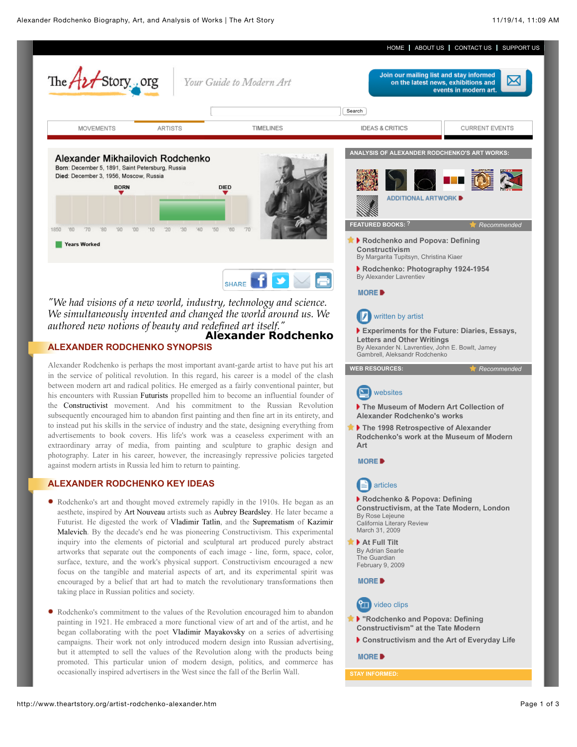HOME | ABOUT US | CONTACT US | SUPPORT US

The Art Story.org — Your Guide to Modern Art

Join our mailing list and stay informed on the latest news, exhibitions and events in modern art.

MOVEMENTS | ARTISTS | TIMELINES | IDEAS & CRITICS | CURRENT EVENTS

# Alexander Mikhailovich Rodchenko

**Born:** December 5, 1891, Saint Petersburg, Russia
**Died:** December 3, 1956, Moscow, Russia

Years Worked

SHARE

*"We had visions of a new world, industry, technology and science. We simultaneously invented and changed the world around us. We authored new notions of beauty and redefined art itself."*
**Alexander Rodchenko**

## ALEXANDER RODCHENKO SYNOPSIS

Alexander Rodchenko is perhaps the most important avant-garde artist to have put his art in the service of political revolution. In this regard, his career is a model of the clash between modern art and radical politics. He emerged as a fairly conventional painter, but his encounters with Russian Futurists propelled him to become an influential founder of the Constructivist movement. And his commitment to the Russian Revolution subsequently encouraged him to abandon first painting and then fine art in its entirety, and to instead put his skills in the service of industry and the state, designing everything from advertisements to book covers. His life's work was a ceaseless experiment with an extraordinary array of media, from painting and sculpture to graphic design and photography. Later in his career, however, the increasingly repressive policies targeted against modern artists in Russia led him to return to painting.

## ALEXANDER RODCHENKO KEY IDEAS

- Rodchenko's art and thought moved extremely rapidly in the 1910s. He began as an aesthete, inspired by Art Nouveau artists such as Aubrey Beardsley. He later became a Futurist. He digested the work of Vladimir Tatlin, and the Suprematism of Kazimir Malevich. By the decade's end he was pioneering Constructivism. This experimental inquiry into the elements of pictorial and sculptural art produced purely abstract artworks that separate out the components of each image - line, form, space, color, surface, texture, and the work's physical support. Constructivism encouraged a new focus on the tangible and material aspects of art, and its experimental spirit was encouraged by a belief that art had to match the revolutionary transformations then taking place in Russian politics and society.

- Rodchenko's commitment to the values of the Revolution encouraged him to abandon painting in 1921. He embraced a more functional view of art and of the artist, and he began collaborating with the poet Vladimir Mayakovsky on a series of advertising campaigns. Their work not only introduced modern design into Russian advertising, but it attempted to sell the values of the Revolution along with the products being promoted. This particular union of modern design, politics, and commerce has occasionally inspired advertisers in the West since the fall of the Berlin Wall.

## ANALYSIS OF ALEXANDER RODCHENKO'S ART WORKS:

ADDITIONAL ARTWORK

## FEATURED BOOKS:

Recommended

- Rodchenko and Popova: Defining Constructivism
  By Margarita Tupitsyn, Christina Kiaer
- Rodchenko: Photography 1924-1954
  By Alexander Lavrentiev

MORE

written by artist

- Experiments for the Future: Diaries, Essays, Letters and Other Writings
  By Alexander N. Lavrentiev, John E. Bowlt, Jamey Gambrell, Aleksandr Rodchenko

## WEB RESOURCES:

Recommended

websites

- The Museum of Modern Art Collection of Alexander Rodchenko's works
- The 1998 Retrospective of Alexander Rodchenko's work at the Museum of Modern Art

MORE

articles

- Rodchenko & Popova: Defining Constructivism, at the Tate Modern, London
  By Rose Lejeune
  California Literary Review
  March 31, 2009
- At Full Tilt
  By Adrian Searle
  The Guardian
  February 9, 2009

MORE

video clips

- "Rodchenko and Popova: Defining Constructivism" at the Tate Modern
- Constructivism and the Art of Everyday Life

MORE

STAY INFORMED: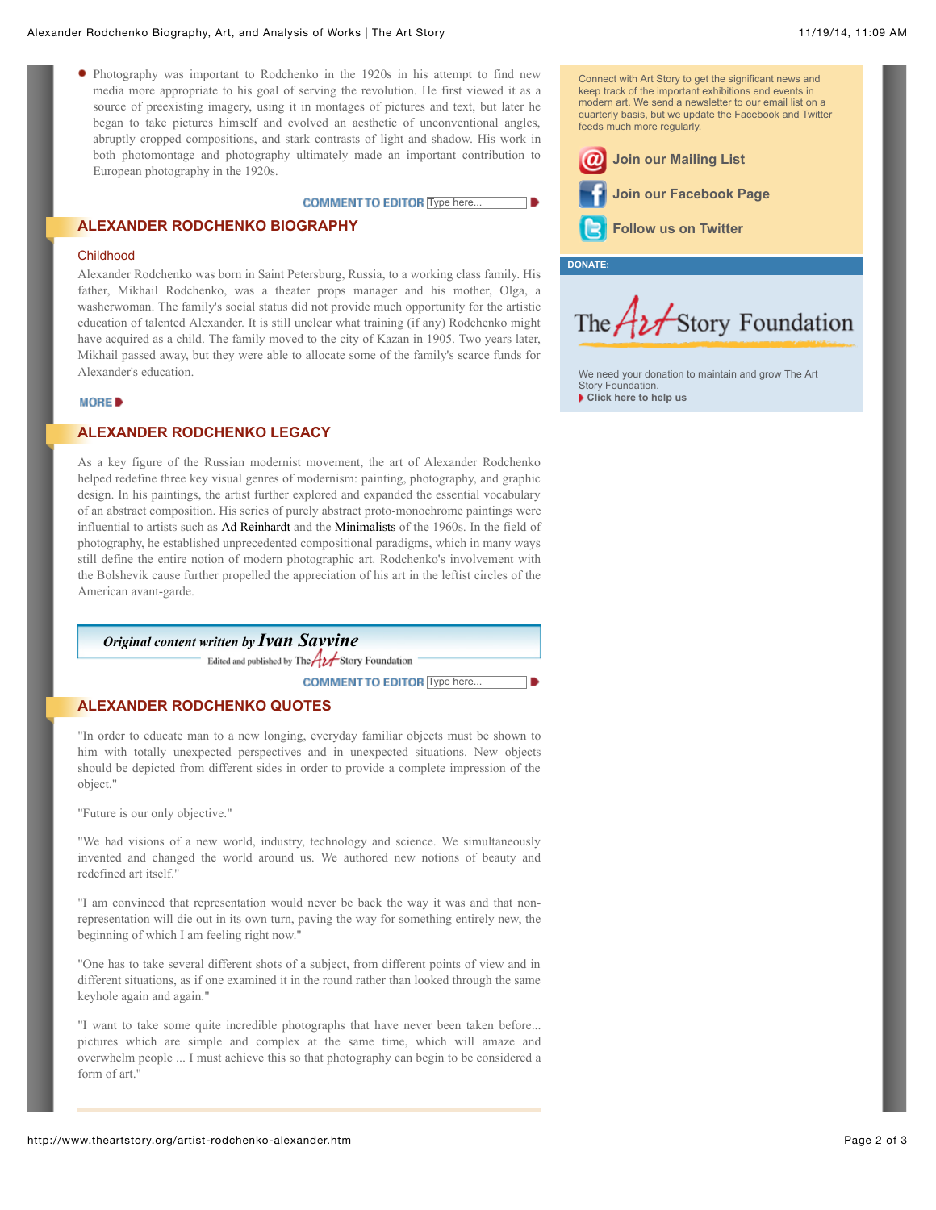- Photography was important to Rodchenko in the 1920s in his attempt to find new media more appropriate to his goal of serving the revolution. He first viewed it as a source of preexisting imagery, using it in montages of pictures and text, but later he began to take pictures himself and evolved an aesthetic of unconventional angles, abruptly cropped compositions, and stark contrasts of light and shadow. His work in both photomontage and photography ultimately made an important contribution to European photography in the 1920s.

COMMENT TO EDITOR

## ALEXANDER RODCHENKO BIOGRAPHY

### Childhood

Alexander Rodchenko was born in Saint Petersburg, Russia, to a working class family. His father, Mikhail Rodchenko, was a theater props manager and his mother, Olga, a washerwoman. The family's social status did not provide much opportunity for the artistic education of talented Alexander. It is still unclear what training (if any) Rodchenko might have acquired as a child. The family moved to the city of Kazan in 1905. Two years later, Mikhail passed away, but they were able to allocate some of the family's scarce funds for Alexander's education.

MORE

## ALEXANDER RODCHENKO LEGACY

As a key figure of the Russian modernist movement, the art of Alexander Rodchenko helped redefine three key visual genres of modernism: painting, photography, and graphic design. In his paintings, the artist further explored and expanded the essential vocabulary of an abstract composition. His series of purely abstract proto-monochrome paintings were influential to artists such as Ad Reinhardt and the Minimalists of the 1960s. In the field of photography, he established unprecedented compositional paradigms, which in many ways still define the entire notion of modern photographic art. Rodchenko's involvement with the Bolshevik cause further propelled the appreciation of his art in the leftist circles of the American avant-garde.

*Original content written by* ***Ivan Savvine***
Edited and published by The Art Story Foundation

COMMENT TO EDITOR

## ALEXANDER RODCHENKO QUOTES

"In order to educate man to a new longing, everyday familiar objects must be shown to him with totally unexpected perspectives and in unexpected situations. New objects should be depicted from different sides in order to provide a complete impression of the object."

"Future is our only objective."

"We had visions of a new world, industry, technology and science. We simultaneously invented and changed the world around us. We authored new notions of beauty and redefined art itself."

"I am convinced that representation would never be back the way it was and that non-representation will die out in its own turn, paving the way for something entirely new, the beginning of which I am feeling right now."

"One has to take several different shots of a subject, from different points of view and in different situations, as if one examined it in the round rather than looked through the same keyhole again and again."

"I want to take some quite incredible photographs that have never been taken before... pictures which are simple and complex at the same time, which will amaze and overwhelm people ... I must achieve this so that photography can begin to be considered a form of art."

Connect with Art Story to get the significant news and keep track of the important exhibitions end events in modern art. We send a newsletter to our email list on a quarterly basis, but we update the Facebook and Twitter feeds much more regularly.

Join our Mailing List

Join our Facebook Page

Follow us on Twitter

**DONATE:**

The Art Story Foundation

We need your donation to maintain and grow The Art Story Foundation.
**Click here to help us**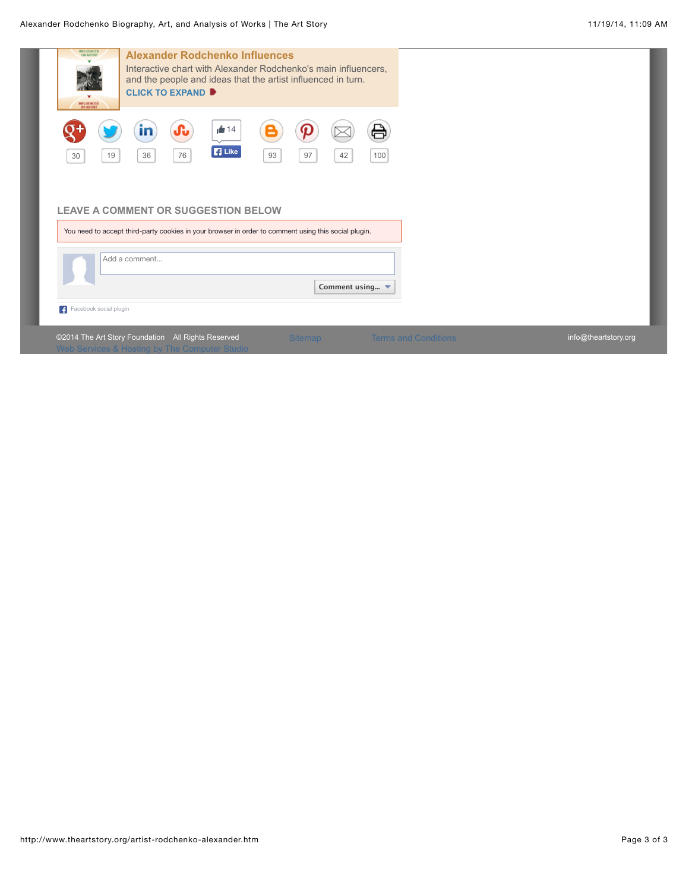### Alexander Rodchenko Influences

Interactive chart with Alexander Rodchenko's main influencers, and the people and ideas that the artist influenced in turn.

CLICK TO EXPAND

30 19 36 76 14 Like 93 97 42 100

## LEAVE A COMMENT OR SUGGESTION BELOW

You need to accept third-party cookies in your browser in order to comment using this social plugin.

Add a comment...

Comment using...

Facebook social plugin

©2014 The Art Story Foundation All Rights Reserved Sitemap Terms and Conditions info@theartstory.org

Web Services & Hosting by The Computer Studio